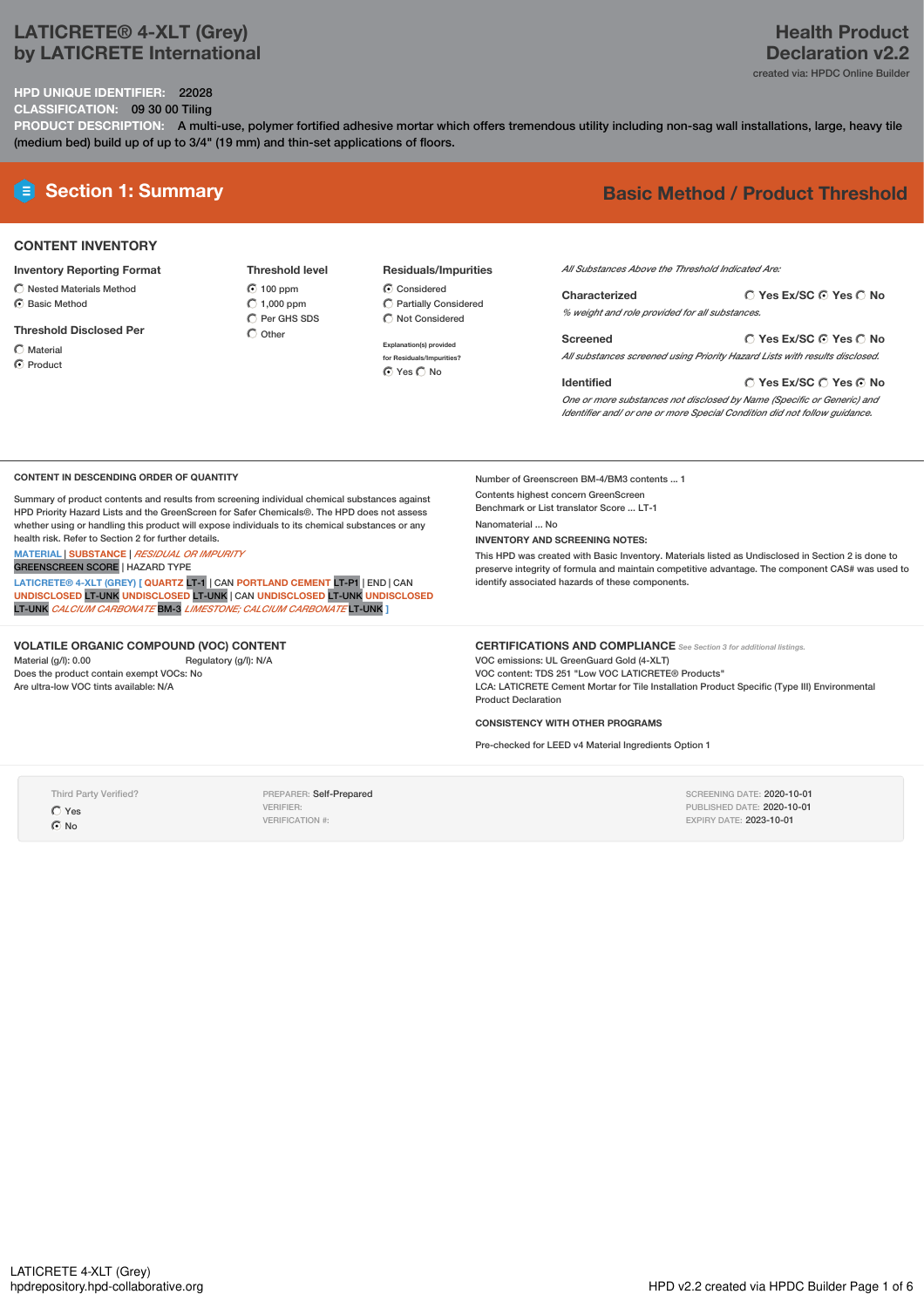# LATICRETE® 4-XLT (Grey)
## by LATICRETE International

**Health Product Declaration v2.2**
created via: HPDC Online Builder

**HPD UNIQUE IDENTIFIER:** 22028
**CLASSIFICATION:** 09 30 00 Tiling
**PRODUCT DESCRIPTION:** A multi-use, polymer fortified adhesive mortar which offers tremendous utility including non-sag wall installations, large, heavy tile (medium bed) build up of up to 3/4" (19 mm) and thin-set applications of floors.

## Section 1: Summary

**Basic Method / Product Threshold**

### CONTENT INVENTORY

**Inventory Reporting Format**
- ○ Nested Materials Method
- ◉ Basic Method

**Threshold Disclosed Per**
- ○ Material
- ◉ Product

**Threshold level**
- ◉ 100 ppm
- ○ 1,000 ppm
- ○ Per GHS SDS
- ○ Other

**Residuals/Impurities**
- ◉ Considered
- ○ Partially Considered
- ○ Not Considered

Explanation(s) provided for Residuals/Impurities?
◉ Yes ○ No

*All Substances Above the Threshold Indicated Are:*

**Characterized** ○ Yes Ex/SC ◉ Yes ○ No
*% weight and role provided for all substances.*

**Screened** ○ Yes Ex/SC ◉ Yes ○ No
*All substances screened using Priority Hazard Lists with results disclosed.*

**Identified** ○ Yes Ex/SC ○ Yes ◉ No
*One or more substances not disclosed by Name (Specific or Generic) and Identifier and/ or one or more Special Condition did not follow guidance.*

### CONTENT IN DESCENDING ORDER OF QUANTITY

Summary of product contents and results from screening individual chemical substances against HPD Priority Hazard Lists and the GreenScreen for Safer Chemicals®. The HPD does not assess whether using or handling this product will expose individuals to its chemical substances or any health risk. Refer to Section 2 for further details.

MATERIAL | SUBSTANCE | *RESIDUAL OR IMPURITY*
GREENSCREEN SCORE | HAZARD TYPE

LATICRETE® 4-XLT (GREY) [ QUARTZ LT-1 | CAN PORTLAND CEMENT LT-P1 | END | CAN UNDISCLOSED LT-UNK UNDISCLOSED LT-UNK | CAN UNDISCLOSED LT-UNK UNDISCLOSED LT-UNK *CALCIUM CARBONATE* BM-3 *LIMESTONE; CALCIUM CARBONATE* LT-UNK ]

Number of Greenscreen BM-4/BM3 contents ... 1

Contents highest concern GreenScreen Benchmark or List translator Score ... LT-1

Nanomaterial ... No

**INVENTORY AND SCREENING NOTES:**

This HPD was created with Basic Inventory. Materials listed as Undisclosed in Section 2 is done to preserve integrity of formula and maintain competitive advantage. The component CAS# was used to identify associated hazards of these components.

### VOLATILE ORGANIC COMPOUND (VOC) CONTENT

Material (g/l): 0.00 Regulatory (g/l): N/A
Does the product contain exempt VOCs: No
Are ultra-low VOC tints available: N/A

### CERTIFICATIONS AND COMPLIANCE *See Section 3 for additional listings.*

VOC emissions: UL GreenGuard Gold (4-XLT)
VOC content: TDS 251 "Low VOC LATICRETE® Products"
LCA: LATICRETE Cement Mortar for Tile Installation Product Specific (Type III) Environmental Product Declaration

### CONSISTENCY WITH OTHER PROGRAMS

Pre-checked for LEED v4 Material Ingredients Option 1

Third Party Verified?
- ○ Yes
- ◉ No

PREPARER: Self-Prepared
VERIFIER:
VERIFICATION #:

SCREENING DATE: 2020-10-01
PUBLISHED DATE: 2020-10-01
EXPIRY DATE: 2023-10-01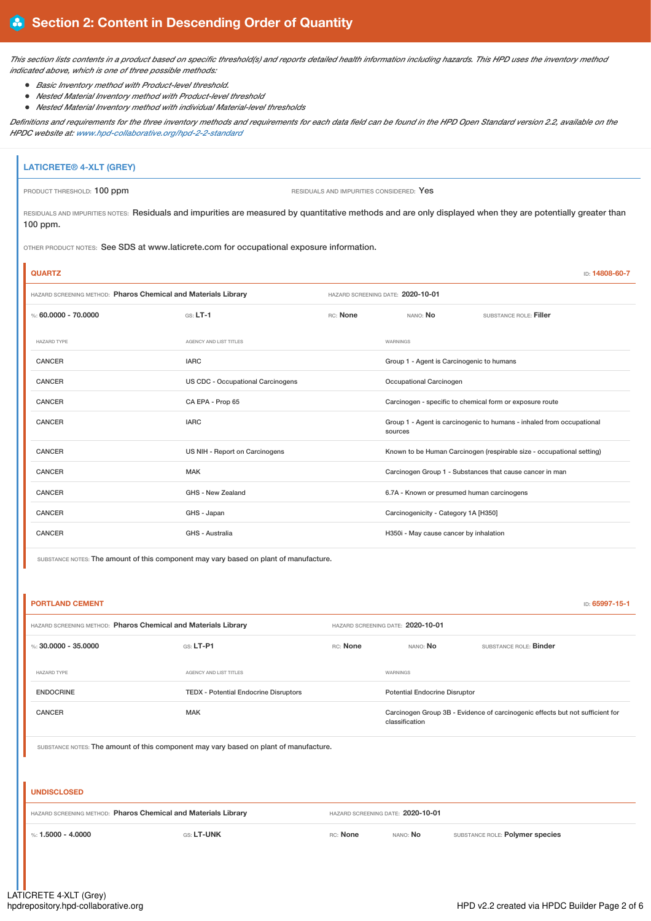## Section 2: Content in Descending Order of Quantity

*This section lists contents in a product based on specific threshold(s) and reports detailed health information including hazards. This HPD uses the inventory method indicated above, which is one of three possible methods:*

- *Basic Inventory method with Product-level threshold.*
- *Nested Material Inventory method with Product-level threshold*
- *Nested Material Inventory method with individual Material-level thresholds*

*Definitions and requirements for the three inventory methods and requirements for each data field can be found in the HPD Open Standard version 2.2, available on the HPDC website at: www.hpd-collaborative.org/hpd-2-2-standard*

### LATICRETE® 4-XLT (GREY)

PRODUCT THRESHOLD: 100 ppm

RESIDUALS AND IMPURITIES CONSIDERED: Yes

RESIDUALS AND IMPURITIES NOTES: Residuals and impurities are measured by quantitative methods and are only displayed when they are potentially greater than 100 ppm.

OTHER PRODUCT NOTES: See SDS at www.laticrete.com for occupational exposure information.

#### QUARTZ

ID: 14808-60-7

HAZARD SCREENING METHOD: **Pharos Chemical and Materials Library**

HAZARD SCREENING DATE: **2020-10-01**

%: **60.0000 - 70.0000** | GS: **LT-1** | RC: **None** | NANO: **No** | SUBSTANCE ROLE: **Filler**

| HAZARD TYPE | AGENCY AND LIST TITLES | WARNINGS |
|---|---|---|
| CANCER | IARC | Group 1 - Agent is Carcinogenic to humans |
| CANCER | US CDC - Occupational Carcinogens | Occupational Carcinogen |
| CANCER | CA EPA - Prop 65 | Carcinogen - specific to chemical form or exposure route |
| CANCER | IARC | Group 1 - Agent is carcinogenic to humans - inhaled from occupational sources |
| CANCER | US NIH - Report on Carcinogens | Known to be Human Carcinogen (respirable size - occupational setting) |
| CANCER | MAK | Carcinogen Group 1 - Substances that cause cancer in man |
| CANCER | GHS - New Zealand | 6.7A - Known or presumed human carcinogens |
| CANCER | GHS - Japan | Carcinogenicity - Category 1A [H350] |
| CANCER | GHS - Australia | H350i - May cause cancer by inhalation |

SUBSTANCE NOTES: The amount of this component may vary based on plant of manufacture.

#### PORTLAND CEMENT

ID: 65997-15-1

HAZARD SCREENING METHOD: **Pharos Chemical and Materials Library**

HAZARD SCREENING DATE: **2020-10-01**

%: **30.0000 - 35.0000** | GS: **LT-P1** | RC: **None** | NANO: **No** | SUBSTANCE ROLE: **Binder**

| HAZARD TYPE | AGENCY AND LIST TITLES | WARNINGS |
|---|---|---|
| ENDOCRINE | TEDX - Potential Endocrine Disruptors | Potential Endocrine Disruptor |
| CANCER | MAK | Carcinogen Group 3B - Evidence of carcinogenic effects but not sufficient for classification |

SUBSTANCE NOTES: The amount of this component may vary based on plant of manufacture.

#### UNDISCLOSED

HAZARD SCREENING METHOD: **Pharos Chemical and Materials Library**

HAZARD SCREENING DATE: **2020-10-01**

%: **1.5000 - 4.0000** | GS: **LT-UNK** | RC: **None** | NANO: **No** | SUBSTANCE ROLE: **Polymer species**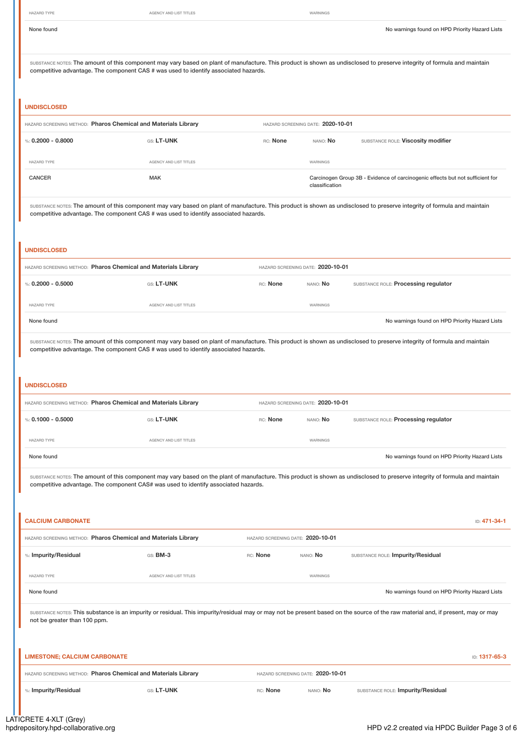| HAZARD TYPE | AGENCY AND LIST TITLES | WARNINGS |
|---|---|---|
| None found | | No warnings found on HPD Priority Hazard Lists |

SUBSTANCE NOTES: The amount of this component may vary based on plant of manufacture. This product is shown as undisclosed to preserve integrity of formula and maintain competitive advantage. The component CAS # was used to identify associated hazards.

## UNDISCLOSED

HAZARD SCREENING METHOD: **Pharos Chemical and Materials Library** HAZARD SCREENING DATE: **2020-10-01**

%: **0.2000 - 0.8000** GS: **LT-UNK** RC: **None** NANO: **No** SUBSTANCE ROLE: **Viscosity modifier**

| HAZARD TYPE | AGENCY AND LIST TITLES | WARNINGS |
|---|---|---|
| CANCER | MAK | Carcinogen Group 3B - Evidence of carcinogenic effects but not sufficient for classification |

SUBSTANCE NOTES: The amount of this component may vary based on plant of manufacture. This product is shown as undisclosed to preserve integrity of formula and maintain competitive advantage. The component CAS # was used to identify associated hazards.

## UNDISCLOSED

HAZARD SCREENING METHOD: **Pharos Chemical and Materials Library** HAZARD SCREENING DATE: **2020-10-01**

%: **0.2000 - 0.5000** GS: **LT-UNK** RC: **None** NANO: **No** SUBSTANCE ROLE: **Processing regulator**

| HAZARD TYPE | AGENCY AND LIST TITLES | WARNINGS |
|---|---|---|
| None found | | No warnings found on HPD Priority Hazard Lists |

SUBSTANCE NOTES: The amount of this component may vary based on plant of manufacture. This product is shown as undisclosed to preserve integrity of formula and maintain competitive advantage. The component CAS # was used to identify associated hazards.

## UNDISCLOSED

HAZARD SCREENING METHOD: **Pharos Chemical and Materials Library** HAZARD SCREENING DATE: **2020-10-01**

%: **0.1000 - 0.5000** GS: **LT-UNK** RC: **None** NANO: **No** SUBSTANCE ROLE: **Processing regulator**

| HAZARD TYPE | AGENCY AND LIST TITLES | WARNINGS |
|---|---|---|
| None found | | No warnings found on HPD Priority Hazard Lists |

SUBSTANCE NOTES: The amount of this component may vary based on the plant of manufacture. This product is shown as undisclosed to preserve integrity of formula and maintain competitive advantage. The component CAS# was used to identify associated hazards.

## CALCIUM CARBONATE

ID: **471-34-1**

HAZARD SCREENING METHOD: **Pharos Chemical and Materials Library** HAZARD SCREENING DATE: **2020-10-01**

%: **Impurity/Residual** GS: **BM-3** RC: **None** NANO: **No** SUBSTANCE ROLE: **Impurity/Residual**

| HAZARD TYPE | AGENCY AND LIST TITLES | WARNINGS |
|---|---|---|
| None found | | No warnings found on HPD Priority Hazard Lists |

SUBSTANCE NOTES: This substance is an impurity or residual. This impurity/residual may or may not be present based on the source of the raw material and, if present, may or may not be greater than 100 ppm.

## LIMESTONE; CALCIUM CARBONATE

ID: **1317-65-3**

HAZARD SCREENING METHOD: **Pharos Chemical and Materials Library** HAZARD SCREENING DATE: **2020-10-01**

%: **Impurity/Residual** GS: **LT-UNK** RC: **None** NANO: **No** SUBSTANCE ROLE: **Impurity/Residual**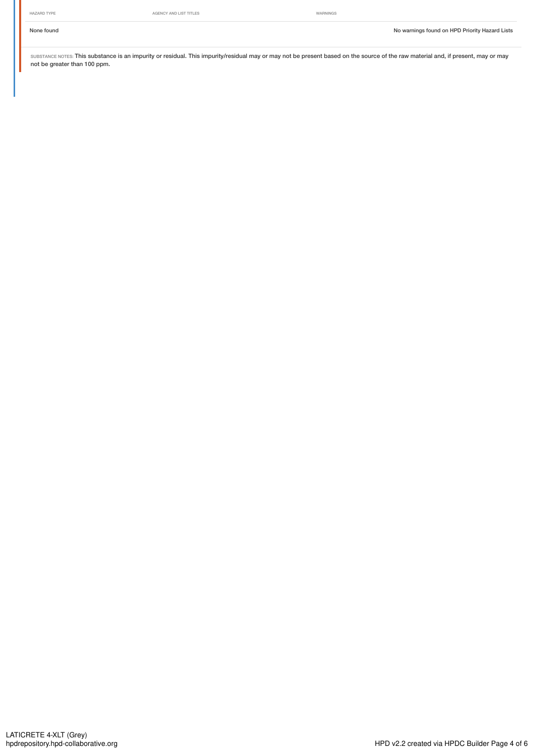| HAZARD TYPE | AGENCY AND LIST TITLES | WARNINGS |
|---|---|---|
| None found | | No warnings found on HPD Priority Hazard Lists |

SUBSTANCE NOTES: This substance is an impurity or residual. This impurity/residual may or may not be present based on the source of the raw material and, if present, may or may not be greater than 100 ppm.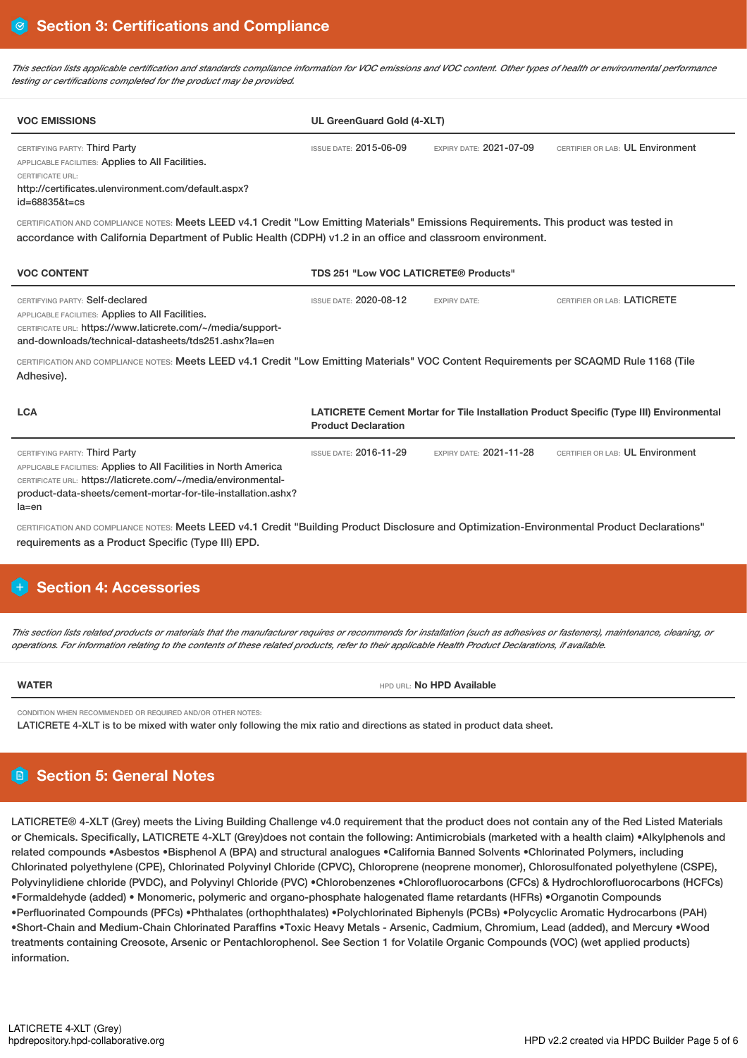## Section 3: Certifications and Compliance

*This section lists applicable certification and standards compliance information for VOC emissions and VOC content. Other types of health or environmental performance testing or certifications completed for the product may be provided.*

| VOC EMISSIONS | UL GreenGuard Gold (4-XLT) | | |
|---|---|---|---|
| CERTIFYING PARTY: Third Party<br>APPLICABLE FACILITIES: Applies to All Facilities.<br>CERTIFICATE URL:<br>http://certificates.ulenvironment.com/default.aspx?id=68835&t=cs | ISSUE DATE: 2015-06-09 | EXPIRY DATE: 2021-07-09 | CERTIFIER OR LAB: UL Environment |

CERTIFICATION AND COMPLIANCE NOTES: Meets LEED v4.1 Credit "Low Emitting Materials" Emissions Requirements. This product was tested in accordance with California Department of Public Health (CDPH) v1.2 in an office and classroom environment.

| VOC CONTENT | TDS 251 "Low VOC LATICRETE® Products" | | |
|---|---|---|---|
| CERTIFYING PARTY: Self-declared<br>APPLICABLE FACILITIES: Applies to All Facilities.<br>CERTIFICATE URL: https://www.laticrete.com/~/media/support-and-downloads/technical-datasheets/tds251.ashx?la=en | ISSUE DATE: 2020-08-12 | EXPIRY DATE: | CERTIFIER OR LAB: LATICRETE |

CERTIFICATION AND COMPLIANCE NOTES: Meets LEED v4.1 Credit "Low Emitting Materials" VOC Content Requirements per SCAQMD Rule 1168 (Tile Adhesive).

| LCA | LATICRETE Cement Mortar for Tile Installation Product Specific (Type III) Environmental Product Declaration | | |
|---|---|---|---|
| CERTIFYING PARTY: Third Party<br>APPLICABLE FACILITIES: Applies to All Facilities in North America<br>CERTIFICATE URL: https://laticrete.com/~/media/environmental-product-data-sheets/cement-mortar-for-tile-installation.ashx?la=en | ISSUE DATE: 2016-11-29 | EXPIRY DATE: 2021-11-28 | CERTIFIER OR LAB: UL Environment |

CERTIFICATION AND COMPLIANCE NOTES: Meets LEED v4.1 Credit "Building Product Disclosure and Optimization-Environmental Product Declarations" requirements as a Product Specific (Type III) EPD.

## Section 4: Accessories

*This section lists related products or materials that the manufacturer requires or recommends for installation (such as adhesives or fasteners), maintenance, cleaning, or operations. For information relating to the contents of these related products, refer to their applicable Health Product Declarations, if available.*

| WATER | HPD URL: No HPD Available |
|---|---|

CONDITION WHEN RECOMMENDED OR REQUIRED AND/OR OTHER NOTES:
LATICRETE 4-XLT is to be mixed with water only following the mix ratio and directions as stated in product data sheet.

## Section 5: General Notes

LATICRETE® 4-XLT (Grey) meets the Living Building Challenge v4.0 requirement that the product does not contain any of the Red Listed Materials or Chemicals. Specifically, LATICRETE 4-XLT (Grey)does not contain the following: Antimicrobials (marketed with a health claim) •Alkylphenols and related compounds •Asbestos •Bisphenol A (BPA) and structural analogues •California Banned Solvents •Chlorinated Polymers, including Chlorinated polyethylene (CPE), Chlorinated Polyvinyl Chloride (CPVC), Chloroprene (neoprene monomer), Chlorosulfonated polyethylene (CSPE), Polyvinylidiene chloride (PVDC), and Polyvinyl Chloride (PVC) •Chlorobenzenes •Chlorofluorocarbons (CFCs) & Hydrochlorofluorocarbons (HCFCs) •Formaldehyde (added) • Monomeric, polymeric and organo-phosphate halogenated flame retardants (HFRs) •Organotin Compounds •Perfluorinated Compounds (PFCs) •Phthalates (orthophthalates) •Polychlorinated Biphenyls (PCBs) •Polycyclic Aromatic Hydrocarbons (PAH) •Short-Chain and Medium-Chain Chlorinated Paraffins •Toxic Heavy Metals - Arsenic, Cadmium, Chromium, Lead (added), and Mercury •Wood treatments containing Creosote, Arsenic or Pentachlorophenol. See Section 1 for Volatile Organic Compounds (VOC) (wet applied products) information.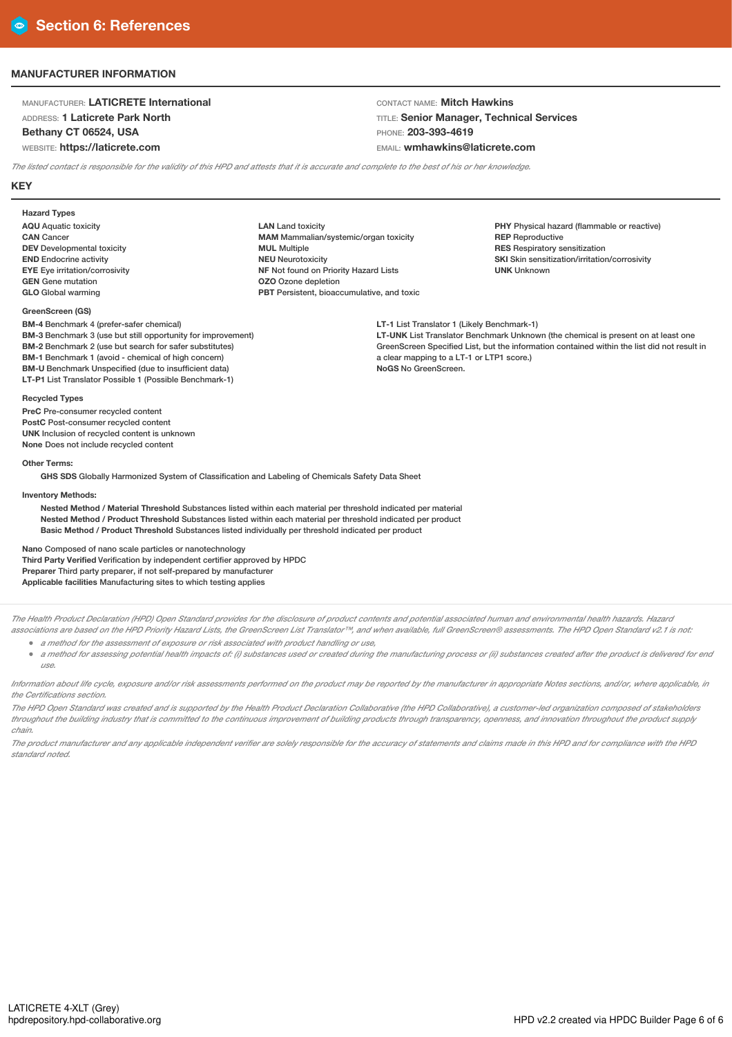## Section 6: References

### MANUFACTURER INFORMATION

MANUFACTURER: **LATICRETE International**
ADDRESS: **1 Laticrete Park North**
**Bethany CT 06524, USA**
WEBSITE: **https://laticrete.com**

CONTACT NAME: **Mitch Hawkins**
TITLE: **Senior Manager, Technical Services**
PHONE: **203-393-4619**
EMAIL: **wmhawkins@laticrete.com**

*The listed contact is responsible for the validity of this HPD and attests that it is accurate and complete to the best of his or her knowledge.*

### KEY

**Hazard Types**

**AQU** Aquatic toxicity
**CAN** Cancer
**DEV** Developmental toxicity
**END** Endocrine activity
**EYE** Eye irritation/corrosivity
**GEN** Gene mutation
**GLO** Global warming
**LAN** Land toxicity
**MAM** Mammalian/systemic/organ toxicity
**MUL** Multiple
**NEU** Neurotoxicity
**NF** Not found on Priority Hazard Lists
**OZO** Ozone depletion
**PBT** Persistent, bioaccumulative, and toxic
**PHY** Physical hazard (flammable or reactive)
**REP** Reproductive
**RES** Respiratory sensitization
**SKI** Skin sensitization/irritation/corrosivity
**UNK** Unknown

**GreenScreen (GS)**

**BM-4** Benchmark 4 (prefer-safer chemical)
**BM-3** Benchmark 3 (use but still opportunity for improvement)
**BM-2** Benchmark 2 (use but search for safer substitutes)
**BM-1** Benchmark 1 (avoid - chemical of high concern)
**BM-U** Benchmark Unspecified (due to insufficient data)
**LT-P1** List Translator Possible 1 (Possible Benchmark-1)
**LT-1** List Translator 1 (Likely Benchmark-1)
**LT-UNK** List Translator Benchmark Unknown (the chemical is present on at least one GreenScreen Specified List, but the information contained within the list did not result in a clear mapping to a LT-1 or LTP1 score.)
**NoGS** No GreenScreen.

**Recycled Types**

**PreC** Pre-consumer recycled content
**PostC** Post-consumer recycled content
**UNK** Inclusion of recycled content is unknown
**None** Does not include recycled content

**Other Terms:**

**GHS SDS** Globally Harmonized System of Classification and Labeling of Chemicals Safety Data Sheet

**Inventory Methods:**

**Nested Method / Material Threshold** Substances listed within each material per threshold indicated per material
**Nested Method / Product Threshold** Substances listed within each material per threshold indicated per product
**Basic Method / Product Threshold** Substances listed individually per threshold indicated per product

**Nano** Composed of nano scale particles or nanotechnology
**Third Party Verified** Verification by independent certifier approved by HPDC
**Preparer** Third party preparer, if not self-prepared by manufacturer
**Applicable facilities** Manufacturing sites to which testing applies

*The Health Product Declaration (HPD) Open Standard provides for the disclosure of product contents and potential associated human and environmental health hazards. Hazard associations are based on the HPD Priority Hazard Lists, the GreenScreen List Translator™, and when available, full GreenScreen® assessments. The HPD Open Standard v2.1 is not:*

- *a method for the assessment of exposure or risk associated with product handling or use,*
- *a method for assessing potential health impacts of: (i) substances used or created during the manufacturing process or (ii) substances created after the product is delivered for end use.*

*Information about life cycle, exposure and/or risk assessments performed on the product may be reported by the manufacturer in appropriate Notes sections, and/or, where applicable, in the Certifications section.*

*The HPD Open Standard was created and is supported by the Health Product Declaration Collaborative (the HPD Collaborative), a customer-led organization composed of stakeholders throughout the building industry that is committed to the continuous improvement of building products through transparency, openness, and innovation throughout the product supply chain.*

*The product manufacturer and any applicable independent verifier are solely responsible for the accuracy of statements and claims made in this HPD and for compliance with the HPD standard noted.*